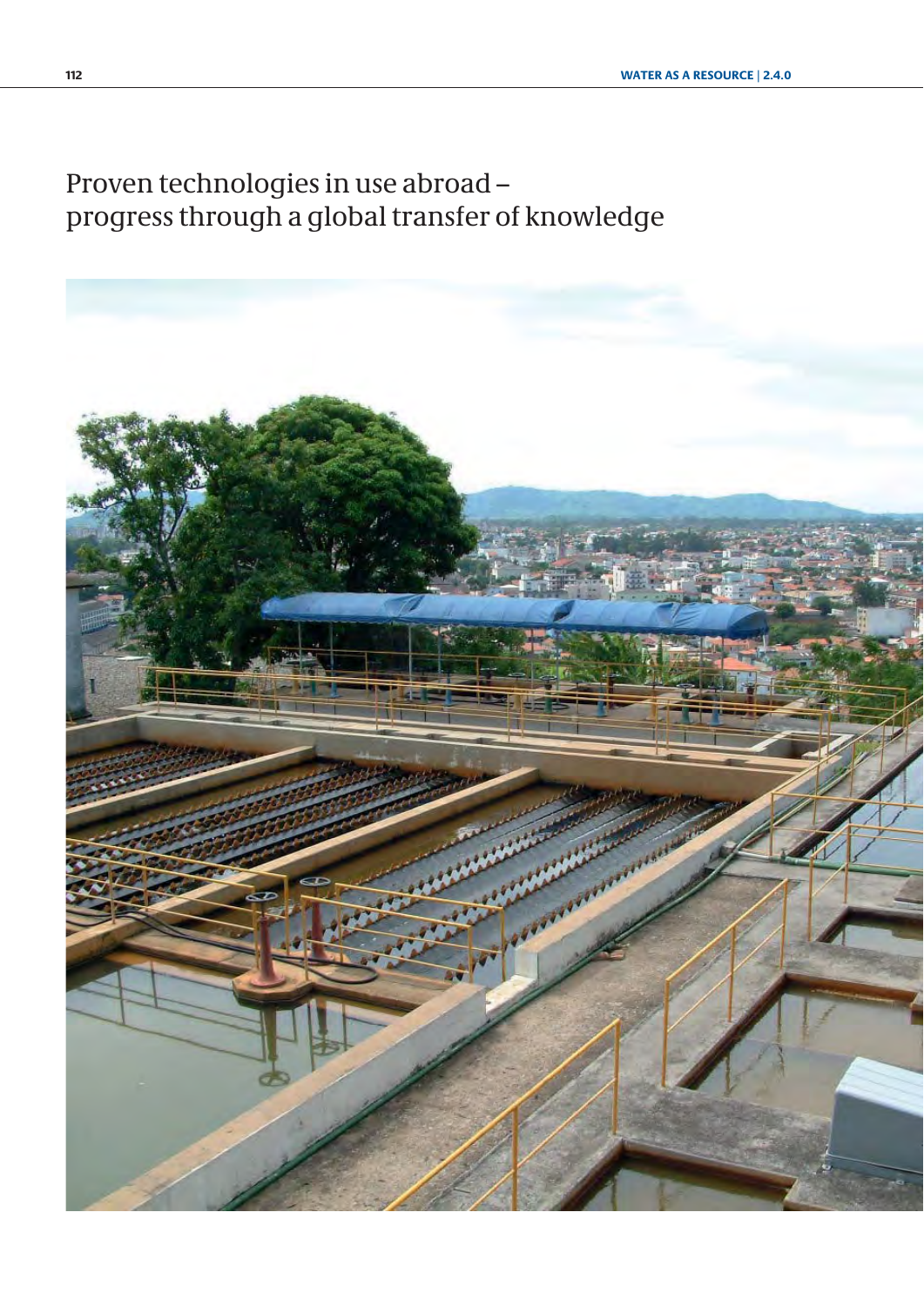# Proven technologies in use abroad – progress through a global transfer of knowledge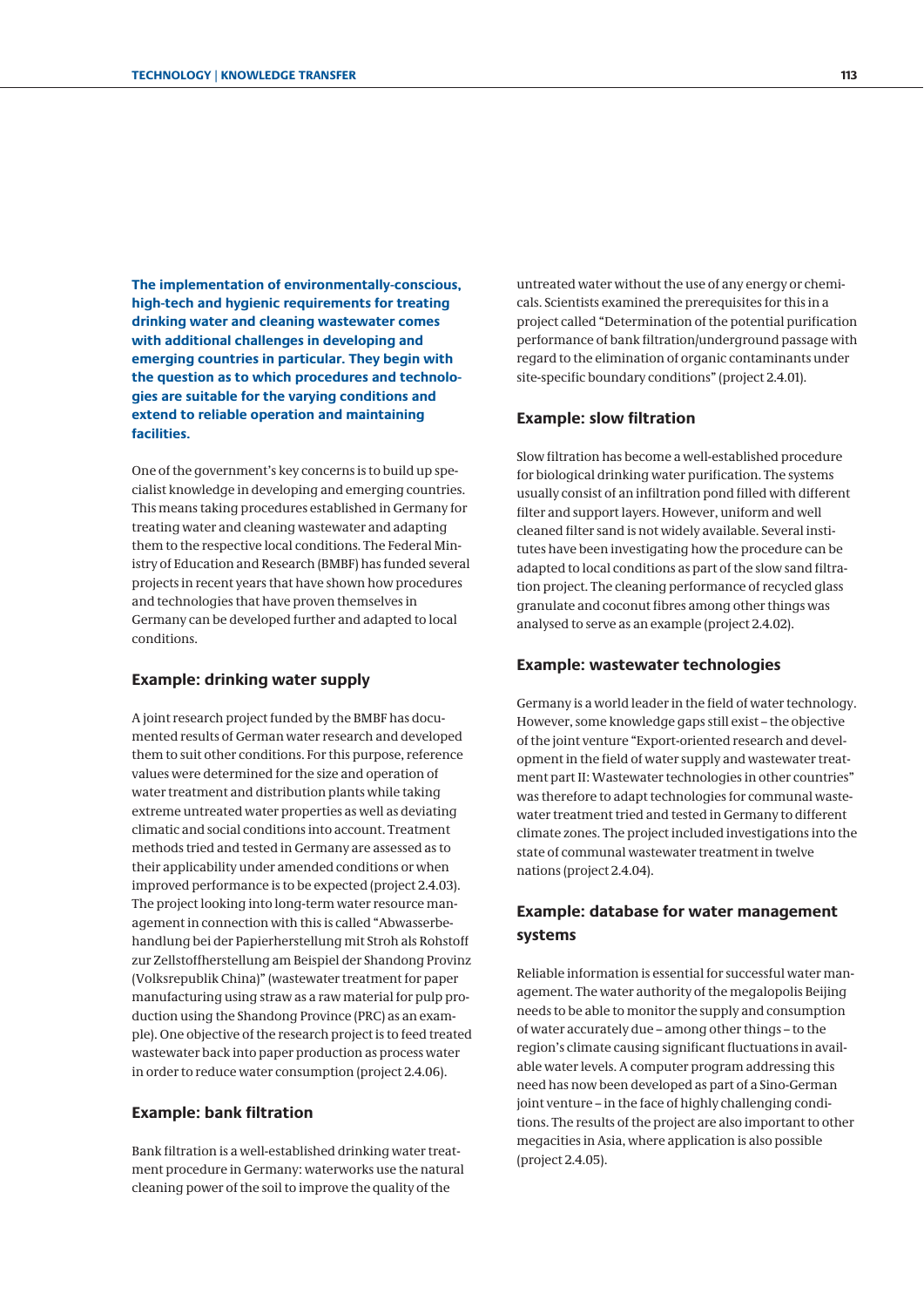**The implementation of environmentally-conscious, high-tech and hygienic requirements for treating drinking water and cleaning wastewater comes with additional challenges in developing and emerging countries in particular. They begin with the question as to which procedures and technologies are suitable for the varying conditions and extend to reliable operation and maintaining facilities.**

One of the government's key concerns is to build up specialist knowledge in developing and emerging countries. This means taking procedures established in Germany for treating water and cleaning wastewater and adapting them to the respective local conditions. The Federal Ministry of Education and Research (BMBF) has funded several projects in recent years that have shown how procedures and technologies that have proven themselves in Germany can be developed further and adapted to local conditions.

### Example: drinking water supply

A joint research project funded by the BMBF has documented results of German water research and developed them to suit other conditions. For this purpose, reference values were determined for the size and operation of water treatment and distribution plants while taking extreme untreated water properties as well as deviating climatic and social conditions into account. Treatment methods tried and tested in Germany are assessed as to their applicability under amended conditions or when improved performance is to be expected (project 2.4.03). The project looking into long-term water resource management in connection with this is called "Abwasserbehandlung bei der Papierherstellung mit Stroh als Rohstoff zur Zellstoffherstellung am Beispiel der Shandong Provinz (Volksrepublik China)" (wastewater treatment for paper manufacturing using straw as a raw material for pulp production using the Shandong Province (PRC) as an example). One objective of the research project is to feed treated wastewater back into paper production as process water in order to reduce water consumption (project 2.4.06).

### Example: bank filtration

Bank filtration is a well-established drinking water treatment procedure in Germany: waterworks use the natural cleaning power of the soil to improve the quality of the untreated water without the use of any energy or chemicals. Scientists examined the prerequisites for this in a project called "Determination of the potential purification performance of bank filtration/underground passage with regard to the elimination of organic contaminants under site-specific boundary conditions" (project 2.4.01).

### Example: slow filtration

Slow filtration has become a well-established procedure for biological drinking water purification. The systems usually consist of an infiltration pond filled with different filter and support layers. However, uniform and well cleaned filter sand is not widely available. Several institutes have been investigating how the procedure can be adapted to local conditions as part of the slow sand filtration project. The cleaning performance of recycled glass granulate and coconut fibres among other things was analysed to serve as an example (project 2.4.02).

### Example: wastewater technologies

Germany is a world leader in the field of water technology. However, some knowledge gaps still exist – the objective of the joint venture "Export-oriented research and development in the field of water supply and wastewater treatment part II: Wastewater technologies in other countries" was therefore to adapt technologies for communal wastewater treatment tried and tested in Germany to different climate zones. The project included investigations into the state of communal wastewater treatment in twelve nations (project 2.4.04).

### Example: database for water management systems

Reliable information is essential for successful water management. The water authority of the megalopolis Beijing needs to be able to monitor the supply and consumption of water accurately due – among other things – to the region's climate causing significant fluctuations in available water levels. A computer program addressing this need has now been developed as part of a Sino-German joint venture – in the face of highly challenging conditions. The results of the project are also important to other megacities in Asia, where application is also possible (project 2.4.05).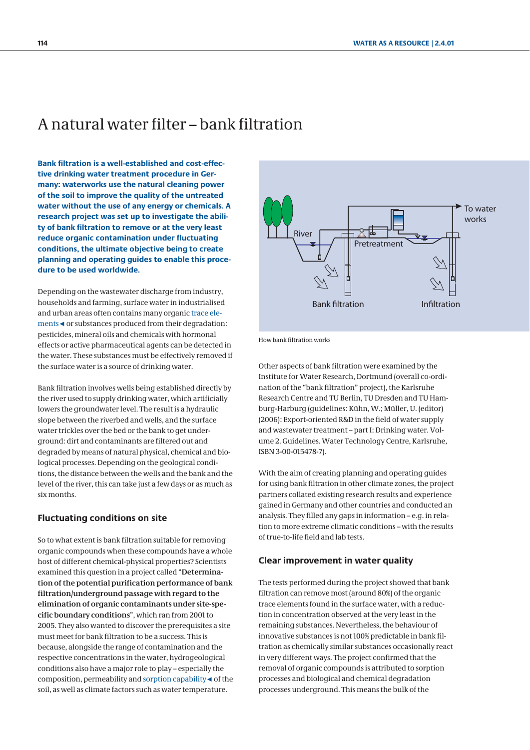# A natural water filter – bank filtration

**Bank filtration is a well-established and cost-effective drinking water treatment procedure in Germany: waterworks use the natural cleaning power of the soil to improve the quality of the untreated water without the use of any energy or chemicals. A research project was set up to investigate the ability of bank filtration to remove or at the very least reduce organic contamination under fluctuating conditions, the ultimate objective being to create planning and operating guides to enable this procedure to be used worldwide.**

Depending on the wastewater discharge from industry, households and farming, surface water in industrialised and urban areas often contains many organic trace elements◄ or substances produced from their degradation: pesticides, mineral oils and chemicals with hormonal effects or active pharmaceutical agents can be detected in the water. These substances must be effectively removed if the surface water is a source of drinking water.

Bank filtration involves wells being established directly by the river used to supply drinking water, which artificially lowers the groundwater level. The result is a hydraulic slope between the riverbed and wells, and the surface water trickles over the bed or the bank to get underground: dirt and contaminants are filtered out and degraded by means of natural physical, chemical and biological processes. Depending on the geological conditions, the distance between the wells and the bank and the level of the river, this can take just a few days or as much as six months.

## Fluctuating conditions on site

So to what extent is bank filtration suitable for removing organic compounds when these compounds have a whole host of different chemical-physical properties? Scientists examined this question in a project called "**Determination of the potential purification performance of bank filtration/underground passage with regard to the elimination of organic contaminants under site-specific boundary conditions**", which ran from 2001 to 2005. They also wanted to discover the prerequisites a site must meet for bank filtration to be a success. This is because, alongside the range of contamination and the respective concentrations in the water, hydrogeological conditions also have a major role to play – especially the composition, permeability and sorption capability◄ of the soil, as well as climate factors such as water temperature.

River

Pretreatment

To water works

Bank filtration

Infiltration

How bank filtration works

Other aspects of bank filtration were examined by the Institute for Water Research, Dortmund (overall co-ordination of the "bank filtration" project), the Karlsruhe Research Centre and TU Berlin, TU Dresden and TU Hamburg-Harburg (guidelines: Kühn, W.; Müller, U. (editor) (2006): Export-oriented R&D in the field of water supply and wastewater treatment – part I: Drinking water. Volume 2. Guidelines. Water Technology Centre, Karlsruhe, ISBN 3-00-015478-7).

With the aim of creating planning and operating guides for using bank filtration in other climate zones, the project partners collated existing research results and experience gained in Germany and other countries and conducted an analysis. They filled any gaps in information – e.g. in relation to more extreme climatic conditions – with the results of true-to-life field and lab tests.

## Clear improvement in water quality

The tests performed during the project showed that bank filtration can remove most (around 80%) of the organic trace elements found in the surface water, with a reduction in concentration observed at the very least in the remaining substances. Nevertheless, the behaviour of innovative substances is not 100% predictable in bank filtration as chemically similar substances occasionally react in very different ways. The project confirmed that the removal of organic compounds is attributed to sorption processes and biological and chemical degradation processes underground. This means the bulk of the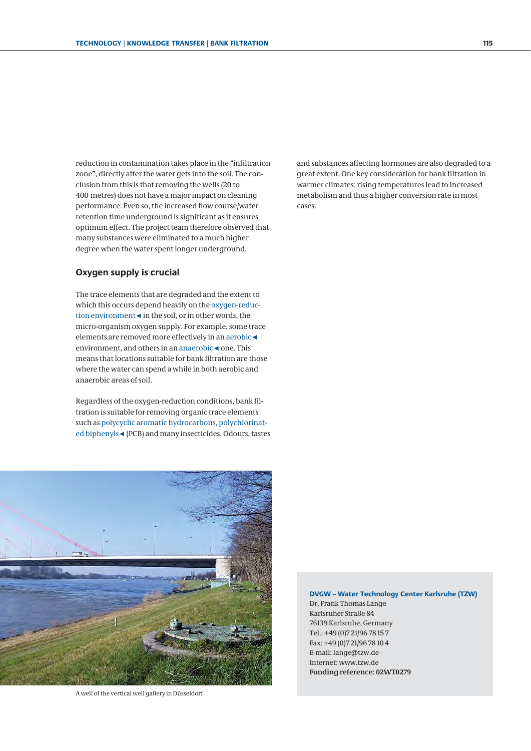reduction in contamination takes place in the "infiltration zone", directly after the water gets into the soil. The conclusion from this is that removing the wells (20 to 400 metres) does not have a major impact on cleaning performance. Even so, the increased flow course/water retention time underground is significant as it ensures optimum effect. The project team therefore observed that many substances were eliminated to a much higher degree when the water spent longer underground.

## Oxygen supply is crucial

The trace elements that are degraded and the extent to which this occurs depend heavily on the oxygen-reduction environment◄ in the soil, or in other words, the micro-organism oxygen supply. For example, some trace elements are removed more effectively in an aerobic◄ environment, and others in an anaerobic◄ one. This means that locations suitable for bank filtration are those where the water can spend a while in both aerobic and anaerobic areas of soil.

Regardless of the oxygen-reduction conditions, bank filtration is suitable for removing organic trace elements such as polycyclic aromatic hydrocarbons, polychlorinated biphenyls◄ (PCB) and many insecticides. Odours, tastes and substances affecting hormones are also degraded to a great extent. One key consideration for bank filtration in warmer climates: rising temperatures lead to increased metabolism and thus a higher conversion rate in most cases.

A well of the vertical well gallery in Düsseldorf

**DVGW – Water Technology Center Karlsruhe (TZW)**
Dr. Frank Thomas Lange
Karlsruher Straße 84
76139 Karlsruhe, Germany
Tel.: +49 (0)7 21/96 78 15 7
Fax: +49 (0)7 21/96 78 10 4
E-mail: lange@tzw.de
Internet: www.tzw.de
**Funding reference: 02WT0279**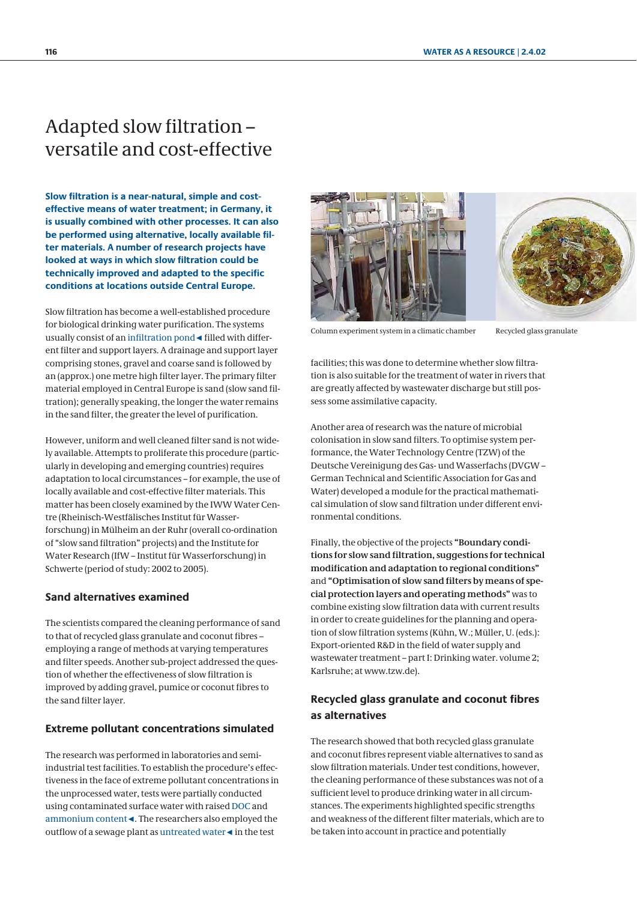# Adapted slow filtration – versatile and cost-effective

**Slow filtration is a near-natural, simple and cost-effective means of water treatment; in Germany, it is usually combined with other processes. It can also be performed using alternative, locally available filter materials. A number of research projects have looked at ways in which slow filtration could be technically improved and adapted to the specific conditions at locations outside Central Europe.**

Slow filtration has become a well-established procedure for biological drinking water purification. The systems usually consist of an infiltration pond◄ filled with different filter and support layers. A drainage and support layer comprising stones, gravel and coarse sand is followed by an (approx.) one metre high filter layer. The primary filter material employed in Central Europe is sand (slow sand filtration); generally speaking, the longer the water remains in the sand filter, the greater the level of purification.

However, uniform and well cleaned filter sand is not widely available. Attempts to proliferate this procedure (particularly in developing and emerging countries) requires adaptation to local circumstances – for example, the use of locally available and cost-effective filter materials. This matter has been closely examined by the IWW Water Centre (Rheinisch-Westfälisches Institut für Wasserforschung) in Mülheim an der Ruhr (overall co-ordination of "slow sand filtration" projects) and the Institute for Water Research (IfW – Institut für Wasserforschung) in Schwerte (period of study: 2002 to 2005).

### Sand alternatives examined

The scientists compared the cleaning performance of sand to that of recycled glass granulate and coconut fibres – employing a range of methods at varying temperatures and filter speeds. Another sub-project addressed the question of whether the effectiveness of slow filtration is improved by adding gravel, pumice or coconut fibres to the sand filter layer.

### Extreme pollutant concentrations simulated

The research was performed in laboratories and semi-industrial test facilities. To establish the procedure's effectiveness in the face of extreme pollutant concentrations in the unprocessed water, tests were partially conducted using contaminated surface water with raised DOC and ammonium content◄. The researchers also employed the outflow of a sewage plant as untreated water◄ in the test facilities; this was done to determine whether slow filtration is also suitable for the treatment of water in rivers that are greatly affected by wastewater discharge but still possess some assimilative capacity.

Column experiment system in a climatic chamber

Recycled glass granulate

Another area of research was the nature of microbial colonisation in slow sand filters. To optimise system performance, the Water Technology Centre (TZW) of the Deutsche Vereinigung des Gas- und Wasserfachs (DVGW – German Technical and Scientific Association for Gas and Water) developed a module for the practical mathematical simulation of slow sand filtration under different environmental conditions.

Finally, the objective of the projects **"Boundary conditions for slow sand filtration, suggestions for technical modification and adaptation to regional conditions"** and **"Optimisation of slow sand filters by means of special protection layers and operating methods"** was to combine existing slow filtration data with current results in order to create guidelines for the planning and operation of slow filtration systems (Kühn, W.; Müller, U. (eds.): Export-oriented R&D in the field of water supply and wastewater treatment – part I: Drinking water. volume 2; Karlsruhe; at www.tzw.de).

### Recycled glass granulate and coconut fibres as alternatives

The research showed that both recycled glass granulate and coconut fibres represent viable alternatives to sand as slow filtration materials. Under test conditions, however, the cleaning performance of these substances was not of a sufficient level to produce drinking water in all circumstances. The experiments highlighted specific strengths and weakness of the different filter materials, which are to be taken into account in practice and potentially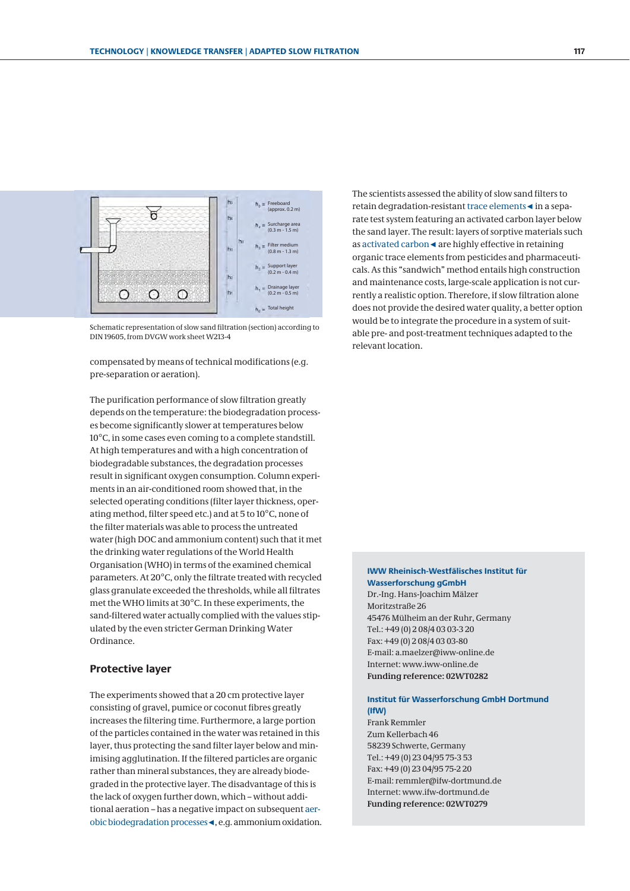Schematic representation of slow sand filtration (section) according to DIN 19605, from DVGW work sheet W213-4

compensated by means of technical modifications (e.g. pre-separation or aeration).

The purification performance of slow filtration greatly depends on the temperature: the biodegradation processes become significantly slower at temperatures below 10°C, in some cases even coming to a complete standstill. At high temperatures and with a high concentration of biodegradable substances, the degradation processes result in significant oxygen consumption. Column experiments in an air-conditioned room showed that, in the selected operating conditions (filter layer thickness, operating method, filter speed etc.) and at 5 to 10°C, none of the filter materials was able to process the untreated water (high DOC and ammonium content) such that it met the drinking water regulations of the World Health Organisation (WHO) in terms of the examined chemical parameters. At 20°C, only the filtrate treated with recycled glass granulate exceeded the thresholds, while all filtrates met the WHO limits at 30°C. In these experiments, the sand-filtered water actually complied with the values stipulated by the even stricter German Drinking Water Ordinance.

## Protective layer

The experiments showed that a 20 cm protective layer consisting of gravel, pumice or coconut fibres greatly increases the filtering time. Furthermore, a large portion of the particles contained in the water was retained in this layer, thus protecting the sand filter layer below and minimising agglutination. If the filtered particles are organic rather than mineral substances, they are already biodegraded in the protective layer. The disadvantage of this is the lack of oxygen further down, which – without additional aeration – has a negative impact on subsequent aerobic biodegradation processes◄, e.g. ammonium oxidation.

The scientists assessed the ability of slow sand filters to retain degradation-resistant trace elements◄ in a separate test system featuring an activated carbon layer below the sand layer. The result: layers of sorptive materials such as activated carbon◄ are highly effective in retaining organic trace elements from pesticides and pharmaceuticals. As this "sandwich" method entails high construction and maintenance costs, large-scale application is not currently a realistic option. Therefore, if slow filtration alone does not provide the desired water quality, a better option would be to integrate the procedure in a system of suitable pre- and post-treatment techniques adapted to the relevant location.

**IWW Rheinisch-Westfälisches Institut für Wasserforschung gGmbH**
Dr.-Ing. Hans-Joachim Mälzer
Moritzstraße 26
45476 Mülheim an der Ruhr, Germany
Tel.: +49 (0) 2 08/4 03 03-3 20
Fax: +49 (0) 2 08/4 03 03-80
E-mail: a.maelzer@iww-online.de
Internet: www.iww-online.de
**Funding reference: 02WT0282**

**Institut für Wasserforschung GmbH Dortmund (IfW)**
Frank Remmler
Zum Kellerbach 46
58239 Schwerte, Germany
Tel.: +49 (0) 23 04/95 75-3 53
Fax: +49 (0) 23 04/95 75-2 20
E-mail: remmler@ifw-dortmund.de
Internet: www.ifw-dortmund.de
**Funding reference: 02WT0279**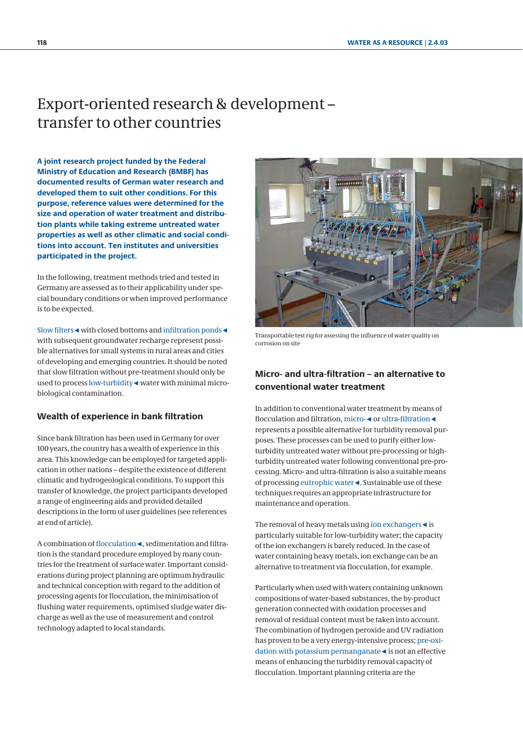# Export-oriented research & development – transfer to other countries

**A joint research project funded by the Federal Ministry of Education and Research (BMBF) has documented results of German water research and developed them to suit other conditions. For this purpose, reference values were determined for the size and operation of water treatment and distribution plants while taking extreme untreated water properties as well as other climatic and social conditions into account. Ten institutes and universities participated in the project.**

In the following, treatment methods tried and tested in Germany are assessed as to their applicability under special boundary conditions or when improved performance is to be expected.

Slow filters◄ with closed bottoms and infiltration ponds◄ with subsequent groundwater recharge represent possible alternatives for small systems in rural areas and cities of developing and emerging countries. It should be noted that slow filtration without pre-treatment should only be used to process low-turbidity◄ water with minimal microbiological contamination.

### Wealth of experience in bank filtration

Since bank filtration has been used in Germany for over 100 years, the country has a wealth of experience in this area. This knowledge can be employed for targeted application in other nations – despite the existence of different climatic and hydrogeological conditions. To support this transfer of knowledge, the project participants developed a range of engineering aids and provided detailed descriptions in the form of user guidelines (see references at end of article).

A combination of flocculation◄, sedimentation and filtration is the standard procedure employed by many countries for the treatment of surface water. Important considerations during project planning are optimum hydraulic and technical conception with regard to the addition of processing agents for flocculation, the minimisation of flushing water requirements, optimised sludge water discharge as well as the use of measurement and control technology adapted to local standards.

Transportable test rig for assessing the influence of water quality on corrosion on site

### Micro- and ultra-filtration – an alternative to conventional water treatment

In addition to conventional water treatment by means of flocculation and filtration, micro-◄ or ultra-filtration◄ represents a possible alternative for turbidity removal purposes. These processes can be used to purify either low-turbidity untreated water without pre-processing or high-turbidity untreated water following conventional pre-processing. Micro- and ultra-filtration is also a suitable means of processing eutrophic water◄. Sustainable use of these techniques requires an appropriate infrastructure for maintenance and operation.

The removal of heavy metals using ion exchangers◄ is particularly suitable for low-turbidity water; the capacity of the ion exchangers is barely reduced. In the case of water containing heavy metals, ion exchange can be an alternative to treatment via flocculation, for example.

Particularly when used with waters containing unknown compositions of water-based substances, the by-product generation connected with oxidation processes and removal of residual content must be taken into account. The combination of hydrogen peroxide and UV radiation has proven to be a very energy-intensive process; pre-oxidation with potassium permanganate◄ is not an effective means of enhancing the turbidity removal capacity of flocculation. Important planning criteria are the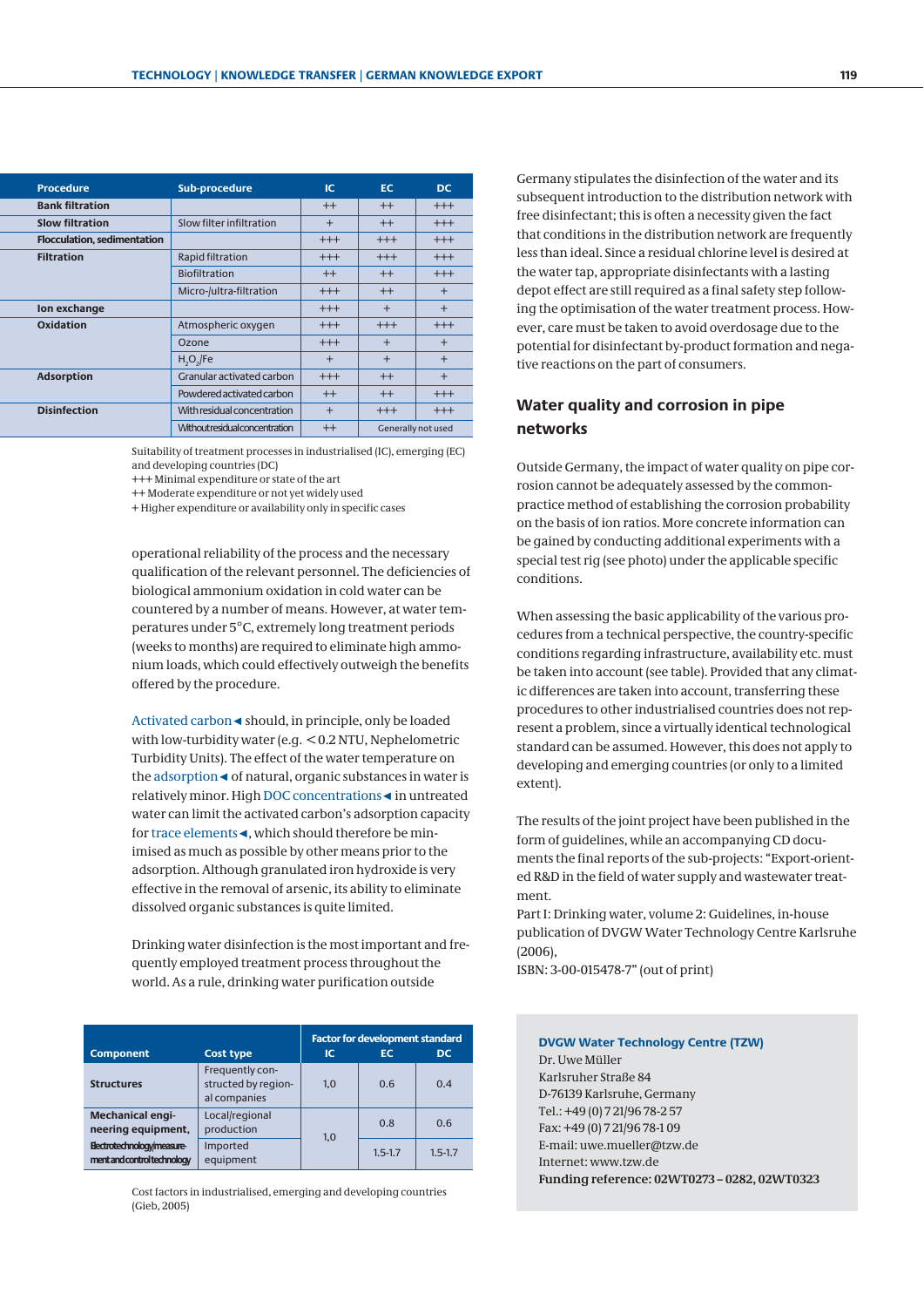| Procedure | Sub-procedure | IC | EC | DC |
|---|---|---|---|---|
| **Bank filtration** | | ++ | ++ | +++ |
| **Slow filtration** | Slow filter infiltration | + | ++ | +++ |
| **Flocculation, sedimentation** | | +++ | +++ | +++ |
| **Filtration** | Rapid filtration | +++ | +++ | +++ |
| | Biofiltration | ++ | ++ | +++ |
| | Micro-/ultra-filtration | +++ | ++ | + |
| **Ion exchange** | | +++ | + | + |
| **Oxidation** | Atmospheric oxygen | +++ | +++ | +++ |
| | Ozone | +++ | + | + |
| | $H_2O_2$/Fe | + | + | + |
| **Adsorption** | Granular activated carbon | +++ | ++ | + |
| | Powdered activated carbon | ++ | ++ | +++ |
| **Disinfection** | With residual concentration | + | +++ | +++ |
| | Without residual concentration | ++ | Generally not used | |

Suitability of treatment processes in industrialised (IC), emerging (EC) and developing countries (DC)
+++ Minimal expenditure or state of the art
++ Moderate expenditure or not yet widely used
+ Higher expenditure or availability only in specific cases

operational reliability of the process and the necessary qualification of the relevant personnel. The deficiencies of biological ammonium oxidation in cold water can be countered by a number of means. However, at water temperatures under 5°C, extremely long treatment periods (weeks to months) are required to eliminate high ammonium loads, which could effectively outweigh the benefits offered by the procedure.

Activated carbon◄ should, in principle, only be loaded with low-turbidity water (e.g. < 0.2 NTU, Nephelometric Turbidity Units). The effect of the water temperature on the adsorption◄ of natural, organic substances in water is relatively minor. High DOC concentrations◄ in untreated water can limit the activated carbon's adsorption capacity for trace elements◄, which should therefore be minimised as much as possible by other means prior to the adsorption. Although granulated iron hydroxide is very effective in the removal of arsenic, its ability to eliminate dissolved organic substances is quite limited.

Drinking water disinfection is the most important and frequently employed treatment process throughout the world. As a rule, drinking water purification outside Germany stipulates the disinfection of the water and its subsequent introduction to the distribution network with free disinfectant; this is often a necessity given the fact that conditions in the distribution network are frequently less than ideal. Since a residual chlorine level is desired at the water tap, appropriate disinfectants with a lasting depot effect are still required as a final safety step following the optimisation of the water treatment process. However, care must be taken to avoid overdosage due to the potential for disinfectant by-product formation and negative reactions on the part of consumers.

| Component | Cost type | Factor for development standard IC | EC | DC |
|---|---|---|---|---|
| **Structures** | Frequently constructed by regional companies | 1,0 | 0.6 | 0.4 |
| **Mechanical engineering equipment, Electrotechnology/measurement and control technology** | Local/regional production | 1,0 | 0.8 | 0.6 |
| | Imported equipment | | 1.5-1.7 | 1.5-1.7 |

Cost factors in industrialised, emerging and developing countries (Gieb, 2005)

## Water quality and corrosion in pipe networks

Outside Germany, the impact of water quality on pipe corrosion cannot be adequately assessed by the common-practice method of establishing the corrosion probability on the basis of ion ratios. More concrete information can be gained by conducting additional experiments with a special test rig (see photo) under the applicable specific conditions.

When assessing the basic applicability of the various procedures from a technical perspective, the country-specific conditions regarding infrastructure, availability etc. must be taken into account (see table). Provided that any climatic differences are taken into account, transferring these procedures to other industrialised countries does not represent a problem, since a virtually identical technological standard can be assumed. However, this does not apply to developing and emerging countries (or only to a limited extent).

The results of the joint project have been published in the form of guidelines, while an accompanying CD documents the final reports of the sub-projects: "Export-oriented R&D in the field of water supply and wastewater treatment.
Part I: Drinking water, volume 2: Guidelines, in-house publication of DVGW Water Technology Centre Karlsruhe (2006),
ISBN: 3-00-015478-7" (out of print)

**DVGW Water Technology Centre (TZW)**
Dr. Uwe Müller
Karlsruher Straße 84
D-76139 Karlsruhe, Germany
Tel.: +49 (0) 7 21/96 78-2 57
Fax: +49 (0) 7 21/96 78-1 09
E-mail: uwe.mueller@tzw.de
Internet: www.tzw.de
**Funding reference: 02WT0273 – 0282, 02WT0323**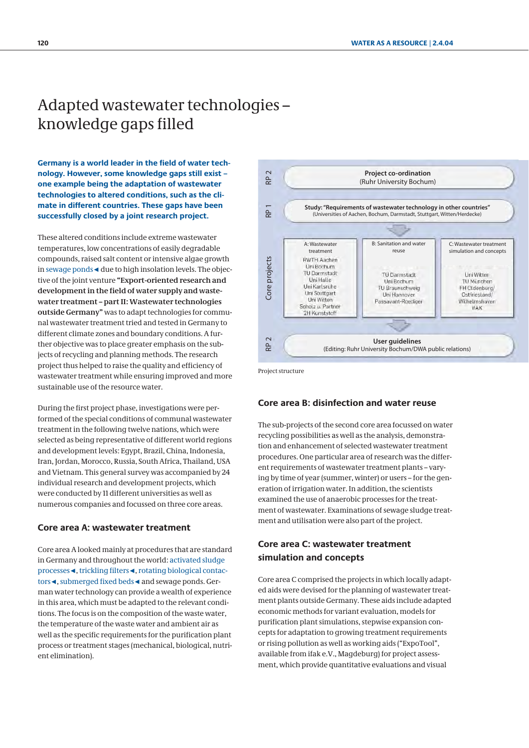# Adapted wastewater technologies – knowledge gaps filled

**Germany is a world leader in the field of water technology. However, some knowledge gaps still exist – one example being the adaptation of wastewater technologies to altered conditions, such as the climate in different countries. These gaps have been successfully closed by a joint research project.**

These altered conditions include extreme wastewater temperatures, low concentrations of easily degradable compounds, raised salt content or intensive algae growth in sewage ponds◄ due to high insolation levels. The objective of the joint venture **"Export-oriented research and development in the field of water supply and wastewater treatment – part II: Wastewater technologies outside Germany"** was to adapt technologies for communal wastewater treatment tried and tested in Germany to different climate zones and boundary conditions. A further objective was to place greater emphasis on the subjects of recycling and planning methods. The research project thus helped to raise the quality and efficiency of wastewater treatment while ensuring improved and more sustainable use of the resource water.

During the first project phase, investigations were performed of the special conditions of communal wastewater treatment in the following twelve nations, which were selected as being representative of different world regions and development levels: Egypt, Brazil, China, Indonesia, Iran, Jordan, Morocco, Russia, South Africa, Thailand, USA and Vietnam. This general survey was accompanied by 24 individual research and development projects, which were conducted by 11 different universities as well as numerous companies and focussed on three core areas.

## Core area A: wastewater treatment

Core area A looked mainly at procedures that are standard in Germany and throughout the world: activated sludge processes◄, trickling filters◄, rotating biological contactors◄, submerged fixed beds◄ and sewage ponds. German water technology can provide a wealth of experience in this area, which must be adapted to the relevant conditions. The focus is on the composition of the waste water, the temperature of the waste water and ambient air as well as the specific requirements for the purification plant process or treatment stages (mechanical, biological, nutrient elimination).

| | | | |
|---|---|---|---|
| RP 2 | **Project co-ordination** (Ruhr University Bochum) | | |
| RP 1 | **Study: "Requirements of wastewater technology in other countries"** (Universities of Aachen, Bochum, Darmstadt, Stuttgart, Witten/Herdecke) | | |
| Core projects | A: Wastewater treatment<br>RWTH Aachen<br>Uni Bochum<br>TU Darmstadt<br>Uni Halle<br>Uni Karlsruhe<br>Uni Stuttgart<br>Uni Witten<br>Scholz u. Partner<br>2H Kunststoff | B: Sanitation and water reuse<br>TU Darmstadt<br>Uni Bochum<br>TU Braunschweig<br>Uni Hannover<br>Passavant-Roediger | C: Wastewater treatment simulation and concepts<br>Uni Witten<br>TU München<br>FH Oldenburg/Ostfriesland/Wilhelmshaven<br>IFAK |
| RP 2 | **User guidelines** (Editing: Ruhr University Bochum/DWA public relations) | | |

Project structure

## Core area B: disinfection and water reuse

The sub-projects of the second core area focussed on water recycling possibilities as well as the analysis, demonstration and enhancement of selected wastewater treatment procedures. One particular area of research was the different requirements of wastewater treatment plants – varying by time of year (summer, winter) or users – for the generation of irrigation water. In addition, the scientists examined the use of anaerobic processes for the treatment of wastewater. Examinations of sewage sludge treatment and utilisation were also part of the project.

## Core area C: wastewater treatment simulation and concepts

Core area C comprised the projects in which locally adapted aids were devised for the planning of wastewater treatment plants outside Germany. These aids include adapted economic methods for variant evaluation, models for purification plant simulations, stepwise expansion concepts for adaptation to growing treatment requirements or rising pollution as well as working aids ("ExpoTool", available from ifak e.V., Magdeburg) for project assessment, which provide quantitative evaluations and visual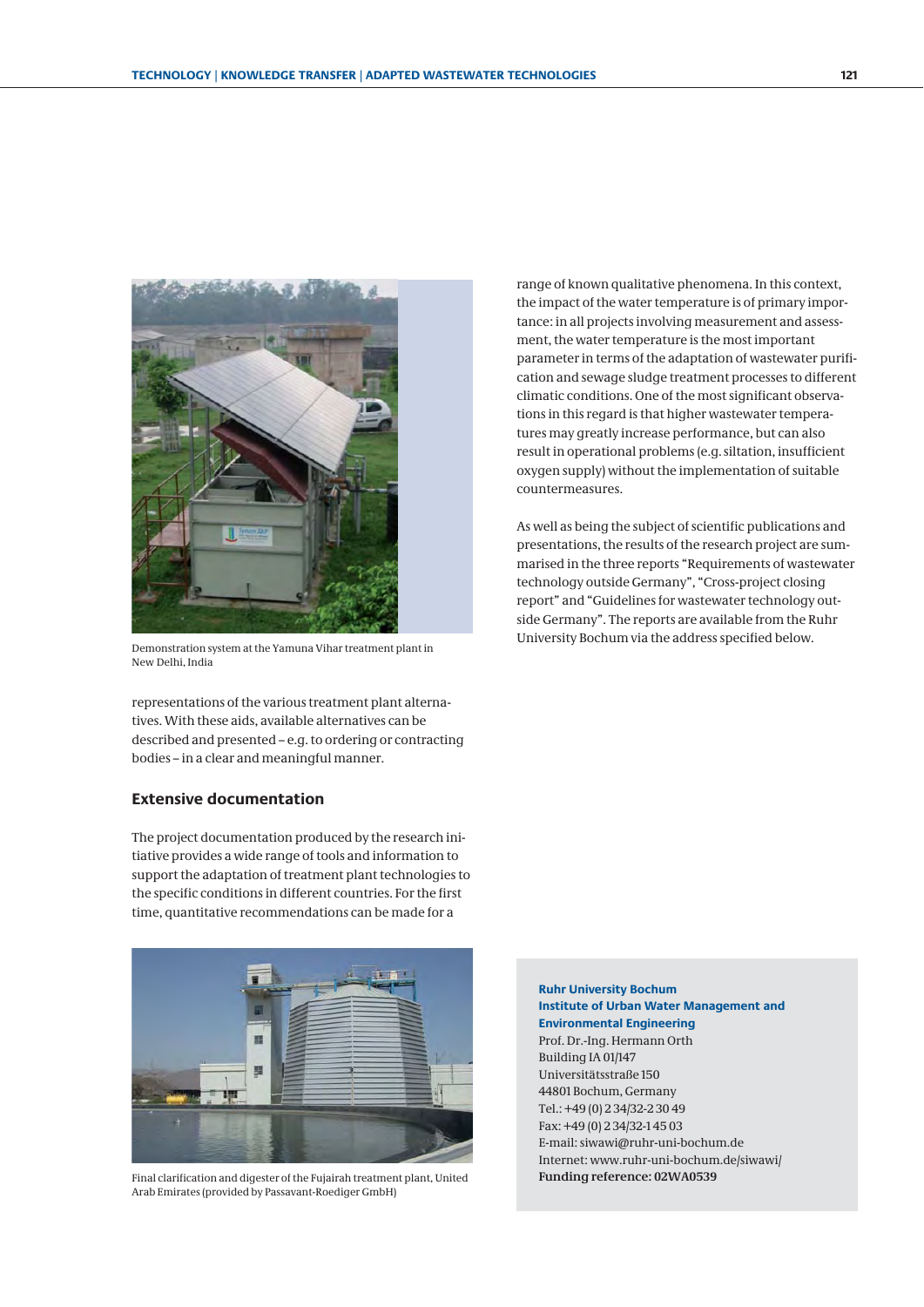Demonstration system at the Yamuna Vihar treatment plant in New Delhi, India

representations of the various treatment plant alternatives. With these aids, available alternatives can be described and presented – e.g. to ordering or contracting bodies – in a clear and meaningful manner.

## Extensive documentation

The project documentation produced by the research initiative provides a wide range of tools and information to support the adaptation of treatment plant technologies to the specific conditions in different countries. For the first time, quantitative recommendations can be made for a range of known qualitative phenomena. In this context, the impact of the water temperature is of primary importance: in all projects involving measurement and assessment, the water temperature is the most important parameter in terms of the adaptation of wastewater purification and sewage sludge treatment processes to different climatic conditions. One of the most significant observations in this regard is that higher wastewater temperatures may greatly increase performance, but can also result in operational problems (e.g. siltation, insufficient oxygen supply) without the implementation of suitable countermeasures.

As well as being the subject of scientific publications and presentations, the results of the research project are summarised in the three reports "Requirements of wastewater technology outside Germany", "Cross-project closing report" and "Guidelines for wastewater technology outside Germany". The reports are available from the Ruhr University Bochum via the address specified below.

Final clarification and digester of the Fujairah treatment plant, United Arab Emirates (provided by Passavant-Roediger GmbH)

**Ruhr University Bochum**
**Institute of Urban Water Management and Environmental Engineering**
Prof. Dr.-Ing. Hermann Orth
Building IA 01/147
Universitätsstraße 150
44801 Bochum, Germany
Tel.: +49 (0) 2 34/32-2 30 49
Fax: +49 (0) 2 34/32-1 45 03
E-mail: siwawi@ruhr-uni-bochum.de
Internet: www.ruhr-uni-bochum.de/siwawi/
**Funding reference: 02WA0539**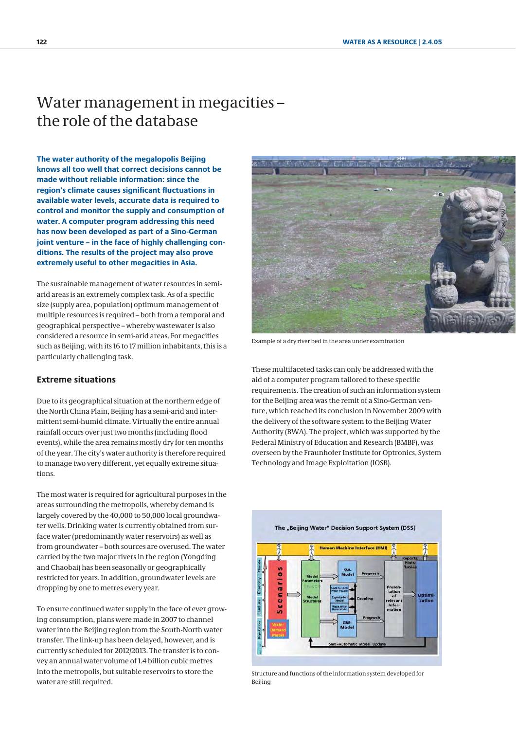# Water management in megacities – the role of the database

**The water authority of the megalopolis Beijing knows all too well that correct decisions cannot be made without reliable information: since the region's climate causes significant fluctuations in available water levels, accurate data is required to control and monitor the supply and consumption of water. A computer program addressing this need has now been developed as part of a Sino-German joint venture – in the face of highly challenging conditions. The results of the project may also prove extremely useful to other megacities in Asia.**

The sustainable management of water resources in semi-arid areas is an extremely complex task. As of a specific size (supply area, population) optimum management of multiple resources is required – both from a temporal and geographical perspective – whereby wastewater is also considered a resource in semi-arid areas. For megacities such as Beijing, with its 16 to 17 million inhabitants, this is a particularly challenging task.

## Extreme situations

Due to its geographical situation at the northern edge of the North China Plain, Beijing has a semi-arid and intermittent semi-humid climate. Virtually the entire annual rainfall occurs over just two months (including flood events), while the area remains mostly dry for ten months of the year. The city's water authority is therefore required to manage two very different, yet equally extreme situations.

The most water is required for agricultural purposes in the areas surrounding the metropolis, whereby demand is largely covered by the 40,000 to 50,000 local groundwater wells. Drinking water is currently obtained from surface water (predominantly water reservoirs) as well as from groundwater – both sources are overused. The water carried by the two major rivers in the region (Yongding and Chaobai) has been seasonally or geographically restricted for years. In addition, groundwater levels are dropping by one to metres every year.

To ensure continued water supply in the face of ever growing consumption, plans were made in 2007 to channel water into the Beijing region from the South-North water transfer. The link-up has been delayed, however, and is currently scheduled for 2012/2013. The transfer is to convey an annual water volume of 1.4 billion cubic metres into the metropolis, but suitable reservoirs to store the water are still required.

Example of a dry river bed in the area under examination

These multifaceted tasks can only be addressed with the aid of a computer program tailored to these specific requirements. The creation of such an information system for the Beijing area was the remit of a Sino-German venture, which reached its conclusion in November 2009 with the delivery of the software system to the Beijing Water Authority (BWA). The project, which was supported by the Federal Ministry of Education and Research (BMBF), was overseen by the Fraunhofer Institute for Optronics, System Technology and Image Exploitation (IOSB).

Structure and functions of the information system developed for Beijing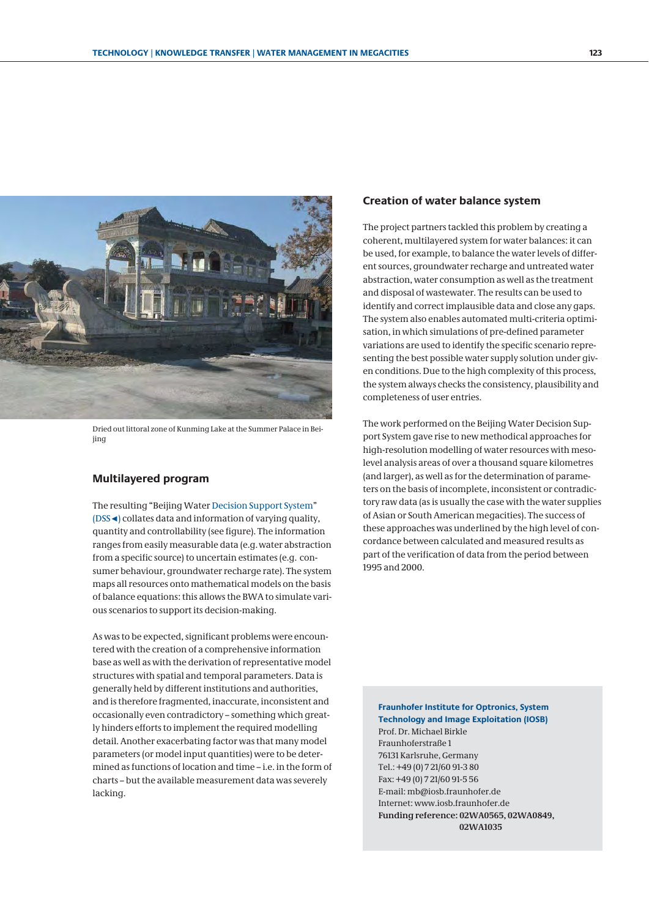Dried out littoral zone of Kunming Lake at the Summer Palace in Beijing

## Multilayered program

The resulting "Beijing Water Decision Support System" (DSS◄) collates data and information of varying quality, quantity and controllability (see figure). The information ranges from easily measurable data (e.g. water abstraction from a specific source) to uncertain estimates (e.g. consumer behaviour, groundwater recharge rate). The system maps all resources onto mathematical models on the basis of balance equations: this allows the BWA to simulate various scenarios to support its decision-making.

As was to be expected, significant problems were encountered with the creation of a comprehensive information base as well as with the derivation of representative model structures with spatial and temporal parameters. Data is generally held by different institutions and authorities, and is therefore fragmented, inaccurate, inconsistent and occasionally even contradictory – something which greatly hinders efforts to implement the required modelling detail. Another exacerbating factor was that many model parameters (or model input quantities) were to be determined as functions of location and time – i.e. in the form of charts – but the available measurement data was severely lacking.

## Creation of water balance system

The project partners tackled this problem by creating a coherent, multilayered system for water balances: it can be used, for example, to balance the water levels of different sources, groundwater recharge and untreated water abstraction, water consumption as well as the treatment and disposal of wastewater. The results can be used to identify and correct implausible data and close any gaps. The system also enables automated multi-criteria optimisation, in which simulations of pre-defined parameter variations are used to identify the specific scenario representing the best possible water supply solution under given conditions. Due to the high complexity of this process, the system always checks the consistency, plausibility and completeness of user entries.

The work performed on the Beijing Water Decision Support System gave rise to new methodical approaches for high-resolution modelling of water resources with meso-level analysis areas of over a thousand square kilometres (and larger), as well as for the determination of parameters on the basis of incomplete, inconsistent or contradictory raw data (as is usually the case with the water supplies of Asian or South American megacities). The success of these approaches was underlined by the high level of concordance between calculated and measured results as part of the verification of data from the period between 1995 and 2000.

**Fraunhofer Institute for Optronics, System Technology and Image Exploitation (IOSB)**
Prof. Dr. Michael Birkle
Fraunhoferstraße 1
76131 Karlsruhe, Germany
Tel.: +49 (0) 7 21/60 91-3 80
Fax: +49 (0) 7 21/60 91-5 56
E-mail: mb@iosb.fraunhofer.de
Internet: www.iosb.fraunhofer.de
**Funding reference: 02WA0565, 02WA0849, 02WA1035**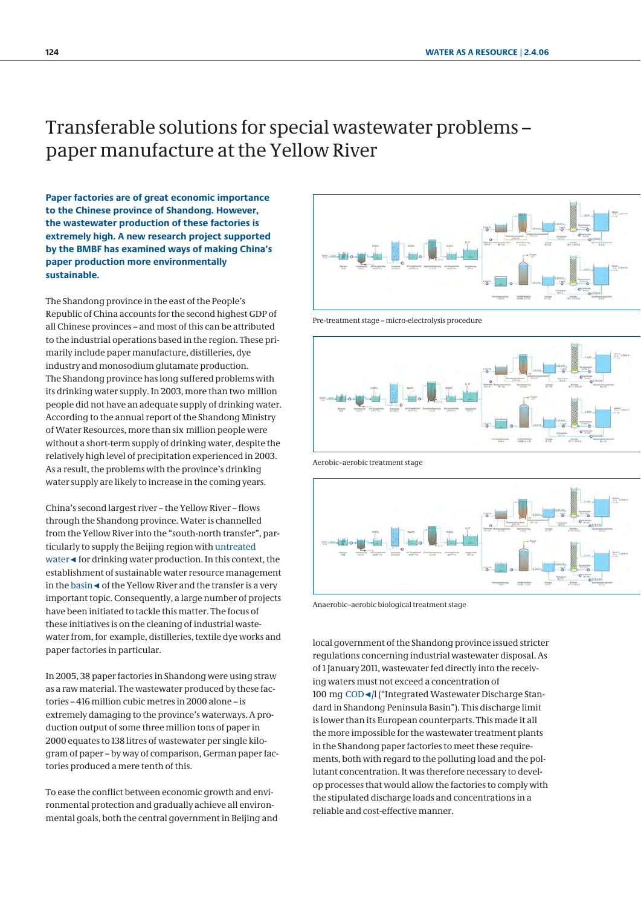# Transferable solutions for special wastewater problems – paper manufacture at the Yellow River

**Paper factories are of great economic importance to the Chinese province of Shandong. However, the wastewater production of these factories is extremely high. A new research project supported by the BMBF has examined ways of making China's paper production more environmentally sustainable.**

The Shandong province in the east of the People's Republic of China accounts for the second highest GDP of all Chinese provinces – and most of this can be attributed to the industrial operations based in the region. These primarily include paper manufacture, distilleries, dye industry and monosodium glutamate production.
The Shandong province has long suffered problems with its drinking water supply. In 2003, more than two million people did not have an adequate supply of drinking water. According to the annual report of the Shandong Ministry of Water Resources, more than six million people were without a short-term supply of drinking water, despite the relatively high level of precipitation experienced in 2003. As a result, the problems with the province's drinking water supply are likely to increase in the coming years.

China's second largest river – the Yellow River – flows through the Shandong province. Water is channelled from the Yellow River into the "south-north transfer", particularly to supply the Beijing region with untreated water◄ for drinking water production. In this context, the establishment of sustainable water resource management in the basin◄ of the Yellow River and the transfer is a very important topic. Consequently, a large number of projects have been initiated to tackle this matter. The focus of these initiatives is on the cleaning of industrial wastewater from, for example, distilleries, textile dye works and paper factories in particular.

In 2005, 38 paper factories in Shandong were using straw as a raw material. The wastewater produced by these factories – 416 million cubic metres in 2000 alone – is extremely damaging to the province's waterways. A production output of some three million tons of paper in 2000 equates to 138 litres of wastewater per single kilogram of paper – by way of comparison, German paper factories produced a mere tenth of this.

To ease the conflict between economic growth and environmental protection and gradually achieve all environmental goals, both the central government in Beijing and local government of the Shandong province issued stricter regulations concerning industrial wastewater disposal. As of 1 January 2011, wastewater fed directly into the receiving waters must not exceed a concentration of 100 mg COD◄/l ("Integrated Wastewater Discharge Standard in Shandong Peninsula Basin"). This discharge limit is lower than its European counterparts. This made it all the more impossible for the wastewater treatment plants in the Shandong paper factories to meet these requirements, both with regard to the polluting load and the pollutant concentration. It was therefore necessary to develop processes that would allow the factories to comply with the stipulated discharge loads and concentrations in a reliable and cost-effective manner.

Pre-treatment stage – micro-electrolysis procedure

Aerobic–aerobic treatment stage

Anaerobic–aerobic biological treatment stage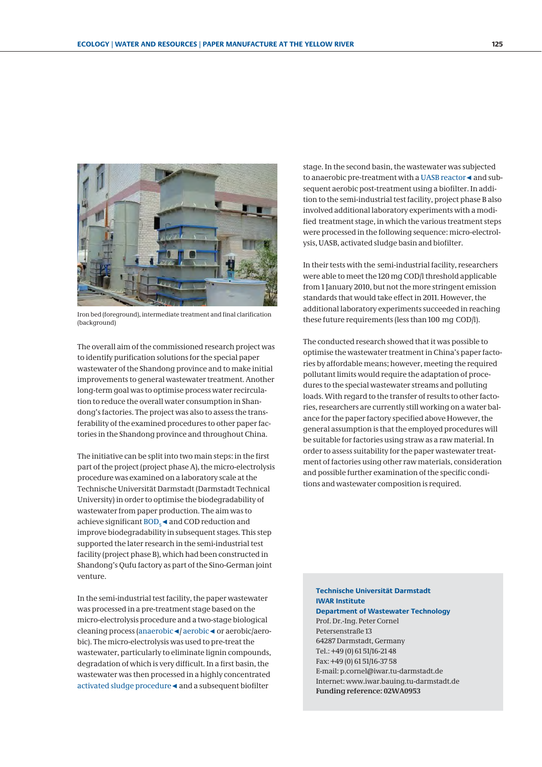Iron bed (foreground), intermediate treatment and final clarification (background)

The overall aim of the commissioned research project was to identify purification solutions for the special paper wastewater of the Shandong province and to make initial improvements to general wastewater treatment. Another long-term goal was to optimise process water recirculation to reduce the overall water consumption in Shandong's factories. The project was also to assess the transferability of the examined procedures to other paper factories in the Shandong province and throughout China.

The initiative can be split into two main steps: in the first part of the project (project phase A), the micro-electrolysis procedure was examined on a laboratory scale at the Technische Universität Darmstadt (Darmstadt Technical University) in order to optimise the biodegradability of wastewater from paper production. The aim was to achieve significant $BOD_5$◄ and COD reduction and improve biodegradability in subsequent stages. This step supported the later research in the semi-industrial test facility (project phase B), which had been constructed in Shandong's Qufu factory as part of the Sino-German joint venture.

In the semi-industrial test facility, the paper wastewater was processed in a pre-treatment stage based on the micro-electrolysis procedure and a two-stage biological cleaning process (anaerobic◄/ aerobic◄ or aerobic/aerobic). The micro-electrolysis was used to pre-treat the wastewater, particularly to eliminate lignin compounds, degradation of which is very difficult. In a first basin, the wastewater was then processed in a highly concentrated activated sludge procedure◄ and a subsequent biofilter stage. In the second basin, the wastewater was subjected to anaerobic pre-treatment with a UASB reactor◄ and subsequent aerobic post-treatment using a biofilter. In addition to the semi-industrial test facility, project phase B also involved additional laboratory experiments with a modified treatment stage, in which the various treatment steps were processed in the following sequence: micro-electrolysis, UASB, activated sludge basin and biofilter.

In their tests with the semi-industrial facility, researchers were able to meet the 120 mg COD/l threshold applicable from 1 January 2010, but not the more stringent emission standards that would take effect in 2011. However, the additional laboratory experiments succeeded in reaching these future requirements (less than 100 mg COD/l).

The conducted research showed that it was possible to optimise the wastewater treatment in China's paper factories by affordable means; however, meeting the required pollutant limits would require the adaptation of procedures to the special wastewater streams and polluting loads. With regard to the transfer of results to other factories, researchers are currently still working on a water balance for the paper factory specified above However, the general assumption is that the employed procedures will be suitable for factories using straw as a raw material. In order to assess suitability for the paper wastewater treatment of factories using other raw materials, consideration and possible further examination of the specific conditions and wastewater composition is required.

**Technische Universität Darmstadt**
**IWAR Institute**
**Department of Wastewater Technology**
Prof. Dr.-Ing. Peter Cornel
Petersenstraße 13
64287 Darmstadt, Germany
Tel.: +49 (0) 61 51/16-21 48
Fax: +49 (0) 61 51/16-37 58
E-mail: p.cornel@iwar.tu-darmstadt.de
Internet: www.iwar.bauing.tu-darmstadt.de
**Funding reference: 02WA0953**